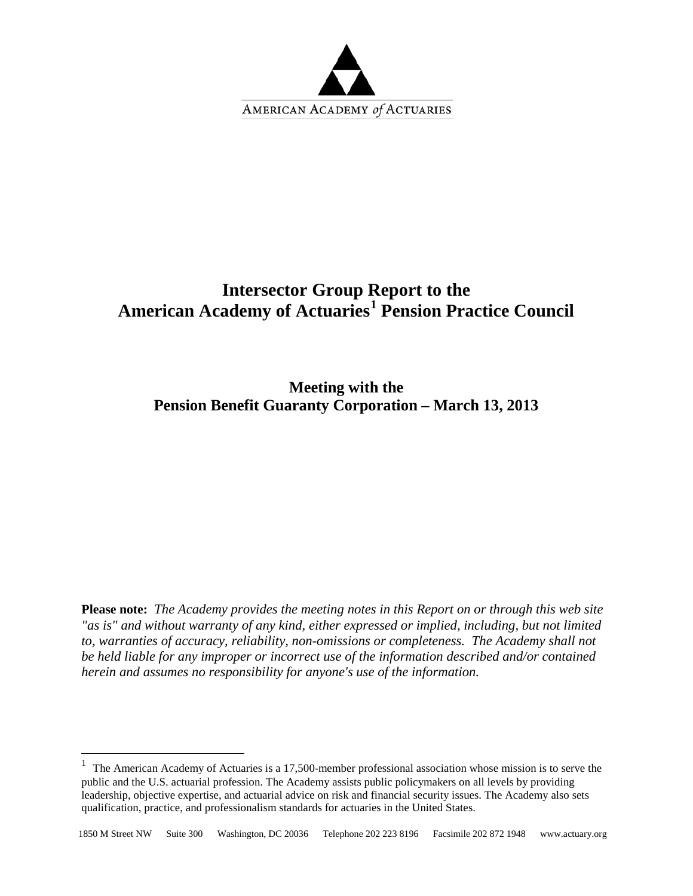AMERICAN ACADEMY *of* ACTUARIES

# Intersector Group Report to the American Academy of Actuaries[1] Pension Practice Council

## Meeting with the Pension Benefit Guaranty Corporation – March 13, 2013

**Please note:** *The Academy provides the meeting notes in this Report on or through this web site "as is" and without warranty of any kind, either expressed or implied, including, but not limited to, warranties of accuracy, reliability, non-omissions or completeness. The Academy shall not be held liable for any improper or incorrect use of the information described and/or contained herein and assumes no responsibility for anyone's use of the information.*

---

[1] The American Academy of Actuaries is a 17,500-member professional association whose mission is to serve the public and the U.S. actuarial profession. The Academy assists public policymakers on all levels by providing leadership, objective expertise, and actuarial advice on risk and financial security issues. The Academy also sets qualification, practice, and professionalism standards for actuaries in the United States.

1850 M Street NW Suite 300 Washington, DC 20036 Telephone 202 223 8196 Facsimile 202 872 1948 www.actuary.org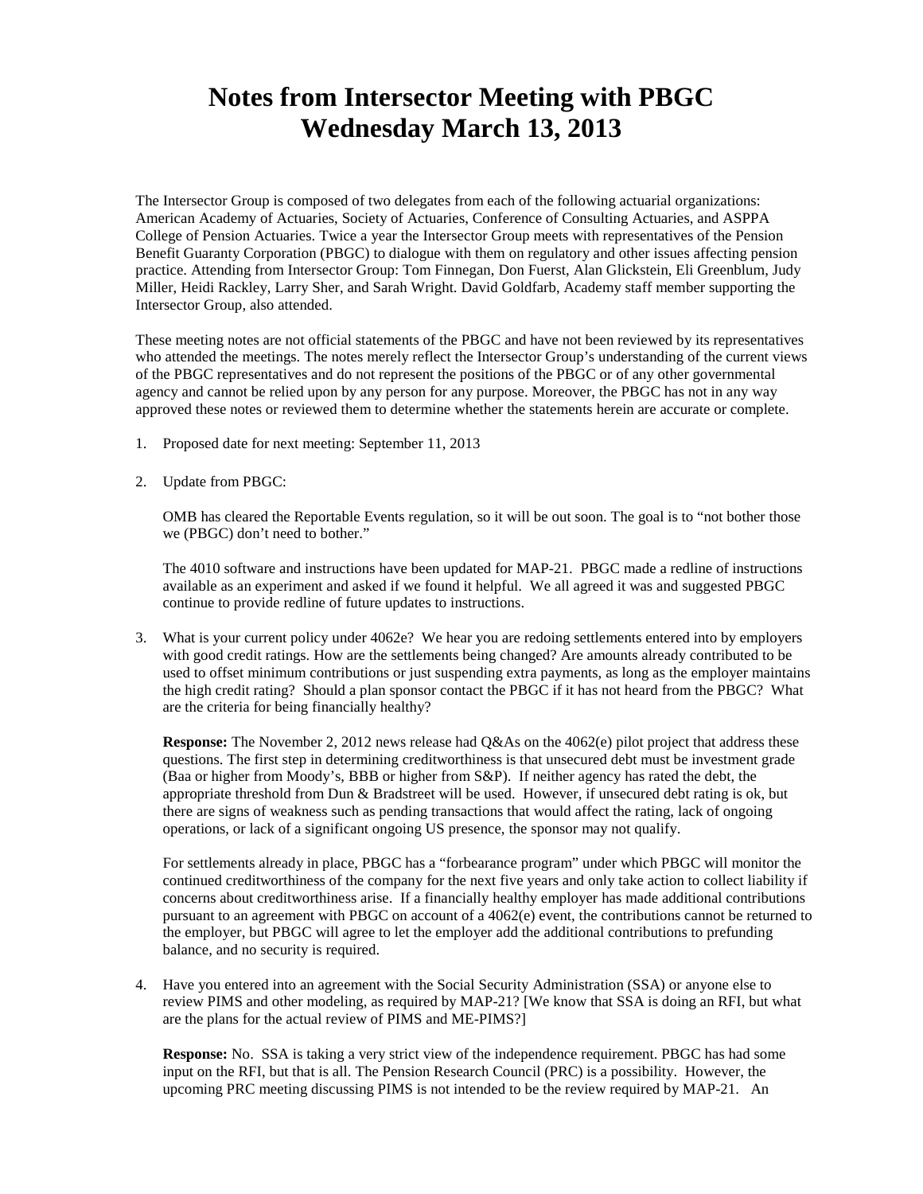# Notes from Intersector Meeting with PBGC Wednesday March 13, 2013

The Intersector Group is composed of two delegates from each of the following actuarial organizations: American Academy of Actuaries, Society of Actuaries, Conference of Consulting Actuaries, and ASPPA College of Pension Actuaries. Twice a year the Intersector Group meets with representatives of the Pension Benefit Guaranty Corporation (PBGC) to dialogue with them on regulatory and other issues affecting pension practice. Attending from Intersector Group: Tom Finnegan, Don Fuerst, Alan Glickstein, Eli Greenblum, Judy Miller, Heidi Rackley, Larry Sher, and Sarah Wright. David Goldfarb, Academy staff member supporting the Intersector Group, also attended.

These meeting notes are not official statements of the PBGC and have not been reviewed by its representatives who attended the meetings. The notes merely reflect the Intersector Group's understanding of the current views of the PBGC representatives and do not represent the positions of the PBGC or of any other governmental agency and cannot be relied upon by any person for any purpose. Moreover, the PBGC has not in any way approved these notes or reviewed them to determine whether the statements herein are accurate or complete.

1. Proposed date for next meeting: September 11, 2013

2. Update from PBGC:

   OMB has cleared the Reportable Events regulation, so it will be out soon. The goal is to "not bother those we (PBGC) don't need to bother."

   The 4010 software and instructions have been updated for MAP-21. PBGC made a redline of instructions available as an experiment and asked if we found it helpful. We all agreed it was and suggested PBGC continue to provide redline of future updates to instructions.

3. What is your current policy under 4062e? We hear you are redoing settlements entered into by employers with good credit ratings. How are the settlements being changed? Are amounts already contributed to be used to offset minimum contributions or just suspending extra payments, as long as the employer maintains the high credit rating? Should a plan sponsor contact the PBGC if it has not heard from the PBGC? What are the criteria for being financially healthy?

   **Response:** The November 2, 2012 news release had Q&As on the 4062(e) pilot project that address these questions. The first step in determining creditworthiness is that unsecured debt must be investment grade (Baa or higher from Moody's, BBB or higher from S&P). If neither agency has rated the debt, the appropriate threshold from Dun & Bradstreet will be used. However, if unsecured debt rating is ok, but there are signs of weakness such as pending transactions that would affect the rating, lack of ongoing operations, or lack of a significant ongoing US presence, the sponsor may not qualify.

   For settlements already in place, PBGC has a "forbearance program" under which PBGC will monitor the continued creditworthiness of the company for the next five years and only take action to collect liability if concerns about creditworthiness arise. If a financially healthy employer has made additional contributions pursuant to an agreement with PBGC on account of a 4062(e) event, the contributions cannot be returned to the employer, but PBGC will agree to let the employer add the additional contributions to prefunding balance, and no security is required.

4. Have you entered into an agreement with the Social Security Administration (SSA) or anyone else to review PIMS and other modeling, as required by MAP-21? [We know that SSA is doing an RFI, but what are the plans for the actual review of PIMS and ME-PIMS?]

   **Response:** No. SSA is taking a very strict view of the independence requirement. PBGC has had some input on the RFI, but that is all. The Pension Research Council (PRC) is a possibility. However, the upcoming PRC meeting discussing PIMS is not intended to be the review required by MAP-21. An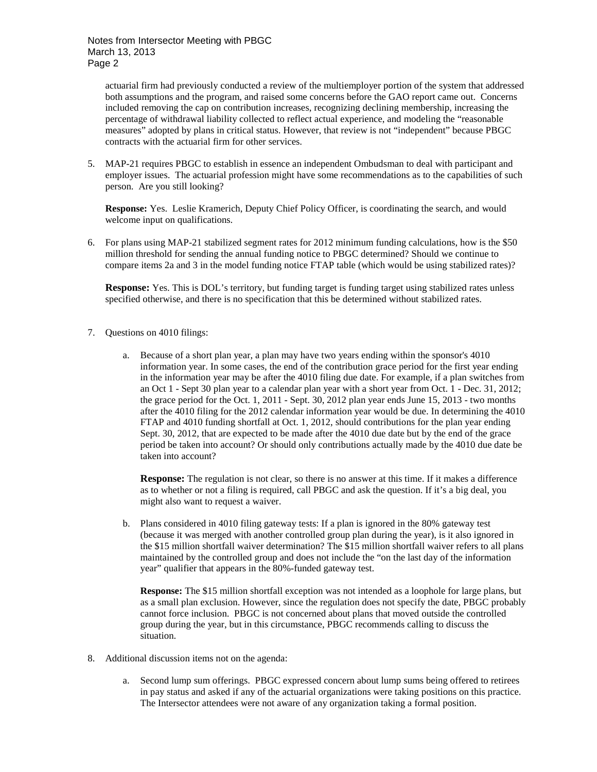actuarial firm had previously conducted a review of the multiemployer portion of the system that addressed both assumptions and the program, and raised some concerns before the GAO report came out. Concerns included removing the cap on contribution increases, recognizing declining membership, increasing the percentage of withdrawal liability collected to reflect actual experience, and modeling the "reasonable measures" adopted by plans in critical status. However, that review is not "independent" because PBGC contracts with the actuarial firm for other services.

5. MAP-21 requires PBGC to establish in essence an independent Ombudsman to deal with participant and employer issues. The actuarial profession might have some recommendations as to the capabilities of such person. Are you still looking?

   **Response:** Yes. Leslie Kramerich, Deputy Chief Policy Officer, is coordinating the search, and would welcome input on qualifications.

6. For plans using MAP-21 stabilized segment rates for 2012 minimum funding calculations, how is the $50 million threshold for sending the annual funding notice to PBGC determined? Should we continue to compare items 2a and 3 in the model funding notice FTAP table (which would be using stabilized rates)?

   **Response:** Yes. This is DOL's territory, but funding target is funding target using stabilized rates unless specified otherwise, and there is no specification that this be determined without stabilized rates.

7. Questions on 4010 filings:

   a. Because of a short plan year, a plan may have two years ending within the sponsor's 4010 information year. In some cases, the end of the contribution grace period for the first year ending in the information year may be after the 4010 filing due date. For example, if a plan switches from an Oct 1 - Sept 30 plan year to a calendar plan year with a short year from Oct. 1 - Dec. 31, 2012; the grace period for the Oct. 1, 2011 - Sept. 30, 2012 plan year ends June 15, 2013 - two months after the 4010 filing for the 2012 calendar information year would be due. In determining the 4010 FTAP and 4010 funding shortfall at Oct. 1, 2012, should contributions for the plan year ending Sept. 30, 2012, that are expected to be made after the 4010 due date but by the end of the grace period be taken into account? Or should only contributions actually made by the 4010 due date be taken into account?

      **Response:** The regulation is not clear, so there is no answer at this time. If it makes a difference as to whether or not a filing is required, call PBGC and ask the question. If it's a big deal, you might also want to request a waiver.

   b. Plans considered in 4010 filing gateway tests: If a plan is ignored in the 80% gateway test (because it was merged with another controlled group plan during the year), is it also ignored in the $15 million shortfall waiver determination? The $15 million shortfall waiver refers to all plans maintained by the controlled group and does not include the "on the last day of the information year" qualifier that appears in the 80%-funded gateway test.

      **Response:** The $15 million shortfall exception was not intended as a loophole for large plans, but as a small plan exclusion. However, since the regulation does not specify the date, PBGC probably cannot force inclusion. PBGC is not concerned about plans that moved outside the controlled group during the year, but in this circumstance, PBGC recommends calling to discuss the situation.

8. Additional discussion items not on the agenda:

   a. Second lump sum offerings. PBGC expressed concern about lump sums being offered to retirees in pay status and asked if any of the actuarial organizations were taking positions on this practice. The Intersector attendees were not aware of any organization taking a formal position.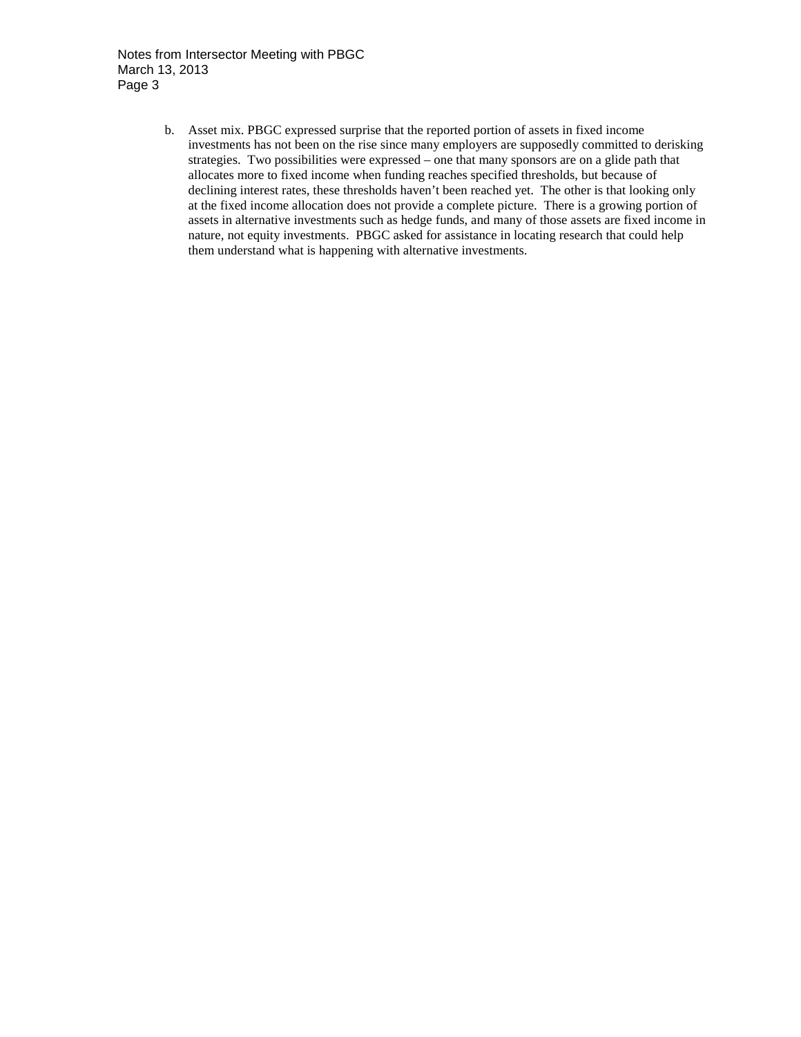b. Asset mix. PBGC expressed surprise that the reported portion of assets in fixed income investments has not been on the rise since many employers are supposedly committed to derisking strategies. Two possibilities were expressed – one that many sponsors are on a glide path that allocates more to fixed income when funding reaches specified thresholds, but because of declining interest rates, these thresholds haven't been reached yet. The other is that looking only at the fixed income allocation does not provide a complete picture. There is a growing portion of assets in alternative investments such as hedge funds, and many of those assets are fixed income in nature, not equity investments. PBGC asked for assistance in locating research that could help them understand what is happening with alternative investments.